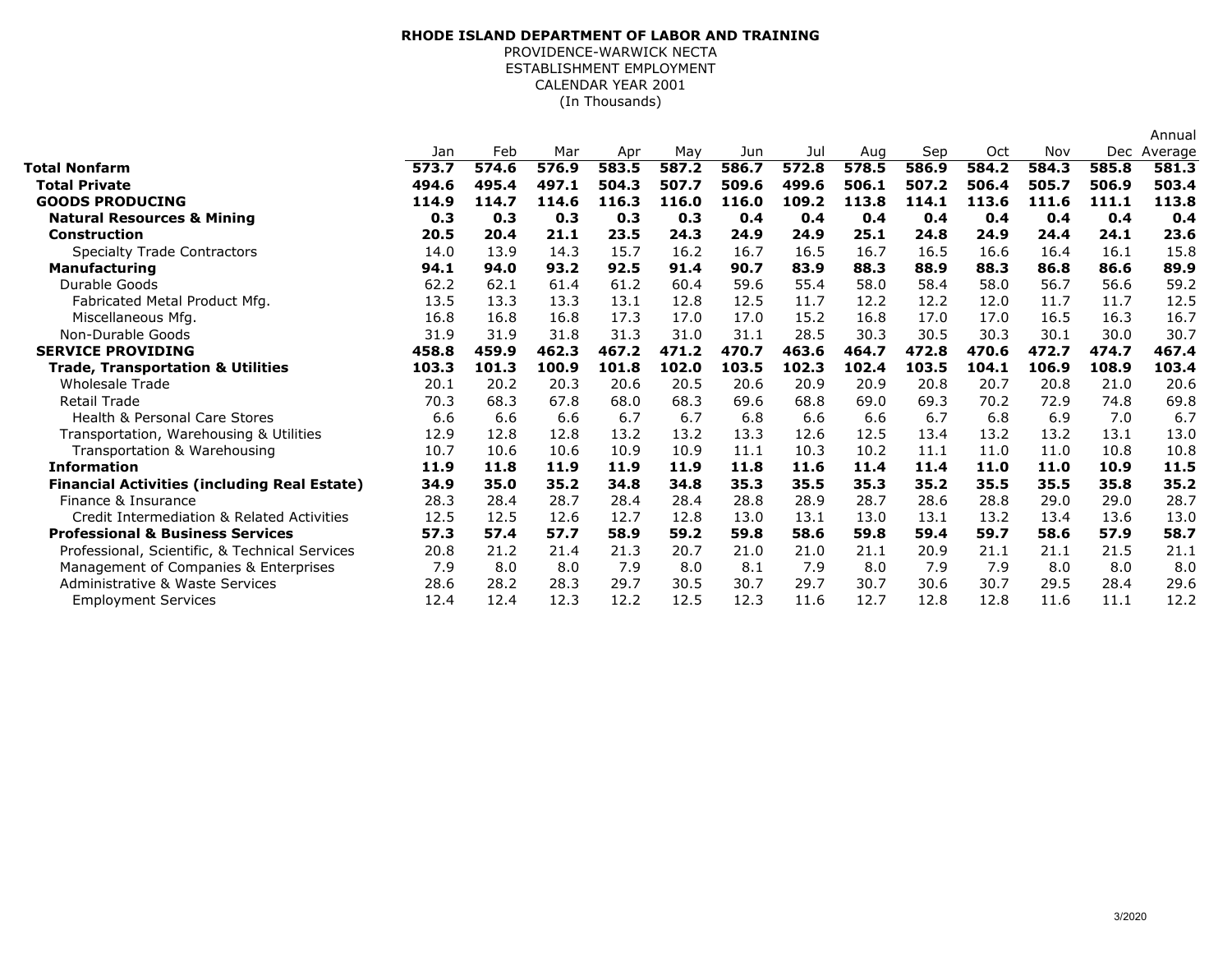**RHODE ISLAND DEPARTMENT OF LABOR AND TRAINING**
PROVIDENCE-WARWICK NECTA
ESTABLISHMENT EMPLOYMENT
CALENDAR YEAR 2001
(In Thousands)

| | Jan | Feb | Mar | Apr | May | Jun | Jul | Aug | Sep | Oct | Nov | Dec | Annual Average |
|---|---|---|---|---|---|---|---|---|---|---|---|---|---|
| **Total Nonfarm** | **573.7** | **574.6** | **576.9** | **583.5** | **587.2** | **586.7** | **572.8** | **578.5** | **586.9** | **584.2** | **584.3** | **585.8** | **581.3** |
| **Total Private** | **494.6** | **495.4** | **497.1** | **504.3** | **507.7** | **509.6** | **499.6** | **506.1** | **507.2** | **506.4** | **505.7** | **506.9** | **503.4** |
| **GOODS PRODUCING** | **114.9** | **114.7** | **114.6** | **116.3** | **116.0** | **116.0** | **109.2** | **113.8** | **114.1** | **113.6** | **111.6** | **111.1** | **113.8** |
| **Natural Resources & Mining** | **0.3** | **0.3** | **0.3** | **0.3** | **0.3** | **0.4** | **0.4** | **0.4** | **0.4** | **0.4** | **0.4** | **0.4** | **0.4** |
| **Construction** | **20.5** | **20.4** | **21.1** | **23.5** | **24.3** | **24.9** | **24.9** | **25.1** | **24.8** | **24.9** | **24.4** | **24.1** | **23.6** |
| Specialty Trade Contractors | 14.0 | 13.9 | 14.3 | 15.7 | 16.2 | 16.7 | 16.5 | 16.7 | 16.5 | 16.6 | 16.4 | 16.1 | 15.8 |
| **Manufacturing** | **94.1** | **94.0** | **93.2** | **92.5** | **91.4** | **90.7** | **83.9** | **88.3** | **88.9** | **88.3** | **86.8** | **86.6** | **89.9** |
| Durable Goods | 62.2 | 62.1 | 61.4 | 61.2 | 60.4 | 59.6 | 55.4 | 58.0 | 58.4 | 58.0 | 56.7 | 56.6 | 59.2 |
| Fabricated Metal Product Mfg. | 13.5 | 13.3 | 13.3 | 13.1 | 12.8 | 12.5 | 11.7 | 12.2 | 12.2 | 12.0 | 11.7 | 11.7 | 12.5 |
| Miscellaneous Mfg. | 16.8 | 16.8 | 16.8 | 17.3 | 17.0 | 17.0 | 15.2 | 16.8 | 17.0 | 17.0 | 16.5 | 16.3 | 16.7 |
| Non-Durable Goods | 31.9 | 31.9 | 31.8 | 31.3 | 31.0 | 31.1 | 28.5 | 30.3 | 30.5 | 30.3 | 30.1 | 30.0 | 30.7 |
| **SERVICE PROVIDING** | **458.8** | **459.9** | **462.3** | **467.2** | **471.2** | **470.7** | **463.6** | **464.7** | **472.8** | **470.6** | **472.7** | **474.7** | **467.4** |
| **Trade, Transportation & Utilities** | **103.3** | **101.3** | **100.9** | **101.8** | **102.0** | **103.5** | **102.3** | **102.4** | **103.5** | **104.1** | **106.9** | **108.9** | **103.4** |
| Wholesale Trade | 20.1 | 20.2 | 20.3 | 20.6 | 20.5 | 20.6 | 20.9 | 20.9 | 20.8 | 20.7 | 20.8 | 21.0 | 20.6 |
| Retail Trade | 70.3 | 68.3 | 67.8 | 68.0 | 68.3 | 69.6 | 68.8 | 69.0 | 69.3 | 70.2 | 72.9 | 74.8 | 69.8 |
| Health & Personal Care Stores | 6.6 | 6.6 | 6.6 | 6.7 | 6.7 | 6.8 | 6.6 | 6.6 | 6.7 | 6.8 | 6.9 | 7.0 | 6.7 |
| Transportation, Warehousing & Utilities | 12.9 | 12.8 | 12.8 | 13.2 | 13.2 | 13.3 | 12.6 | 12.5 | 13.4 | 13.2 | 13.2 | 13.1 | 13.0 |
| Transportation & Warehousing | 10.7 | 10.6 | 10.6 | 10.9 | 10.9 | 11.1 | 10.3 | 10.2 | 11.1 | 11.0 | 11.0 | 10.8 | 10.8 |
| **Information** | **11.9** | **11.8** | **11.9** | **11.9** | **11.9** | **11.8** | **11.6** | **11.4** | **11.4** | **11.0** | **11.0** | **10.9** | **11.5** |
| **Financial Activities (including Real Estate)** | **34.9** | **35.0** | **35.2** | **34.8** | **34.8** | **35.3** | **35.5** | **35.3** | **35.2** | **35.5** | **35.5** | **35.8** | **35.2** |
| Finance & Insurance | 28.3 | 28.4 | 28.7 | 28.4 | 28.4 | 28.8 | 28.9 | 28.7 | 28.6 | 28.8 | 29.0 | 29.0 | 28.7 |
| Credit Intermediation & Related Activities | 12.5 | 12.5 | 12.6 | 12.7 | 12.8 | 13.0 | 13.1 | 13.0 | 13.1 | 13.2 | 13.4 | 13.6 | 13.0 |
| **Professional & Business Services** | **57.3** | **57.4** | **57.7** | **58.9** | **59.2** | **59.8** | **58.6** | **59.8** | **59.4** | **59.7** | **58.6** | **57.9** | **58.7** |
| Professional, Scientific, & Technical Services | 20.8 | 21.2 | 21.4 | 21.3 | 20.7 | 21.0 | 21.0 | 21.1 | 20.9 | 21.1 | 21.1 | 21.5 | 21.1 |
| Management of Companies & Enterprises | 7.9 | 8.0 | 8.0 | 7.9 | 8.0 | 8.1 | 7.9 | 8.0 | 7.9 | 7.9 | 8.0 | 8.0 | 8.0 |
| Administrative & Waste Services | 28.6 | 28.2 | 28.3 | 29.7 | 30.5 | 30.7 | 29.7 | 30.7 | 30.6 | 30.7 | 29.5 | 28.4 | 29.6 |
| Employment Services | 12.4 | 12.4 | 12.3 | 12.2 | 12.5 | 12.3 | 11.6 | 12.7 | 12.8 | 12.8 | 11.6 | 11.1 | 12.2 |

3/2020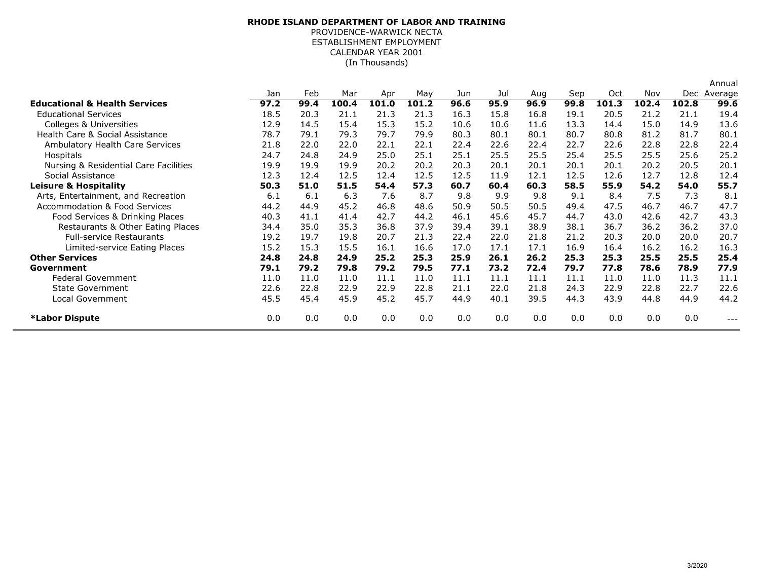**RHODE ISLAND DEPARTMENT OF LABOR AND TRAINING**
PROVIDENCE-WARWICK NECTA
ESTABLISHMENT EMPLOYMENT
CALENDAR YEAR 2001
(In Thousands)

| | Jan | Feb | Mar | Apr | May | Jun | Jul | Aug | Sep | Oct | Nov | Dec | Annual Average |
|---|---|---|---|---|---|---|---|---|---|---|---|---|---|
| **Educational & Health Services** | **97.2** | **99.4** | **100.4** | **101.0** | **101.2** | **96.6** | **95.9** | **96.9** | **99.8** | **101.3** | **102.4** | **102.8** | **99.6** |
| Educational Services | 18.5 | 20.3 | 21.1 | 21.3 | 21.3 | 16.3 | 15.8 | 16.8 | 19.1 | 20.5 | 21.2 | 21.1 | 19.4 |
| Colleges & Universities | 12.9 | 14.5 | 15.4 | 15.3 | 15.2 | 10.6 | 10.6 | 11.6 | 13.3 | 14.4 | 15.0 | 14.9 | 13.6 |
| Health Care & Social Assistance | 78.7 | 79.1 | 79.3 | 79.7 | 79.9 | 80.3 | 80.1 | 80.1 | 80.7 | 80.8 | 81.2 | 81.7 | 80.1 |
| Ambulatory Health Care Services | 21.8 | 22.0 | 22.0 | 22.1 | 22.1 | 22.4 | 22.6 | 22.4 | 22.7 | 22.6 | 22.8 | 22.8 | 22.4 |
| Hospitals | 24.7 | 24.8 | 24.9 | 25.0 | 25.1 | 25.1 | 25.5 | 25.5 | 25.4 | 25.5 | 25.5 | 25.6 | 25.2 |
| Nursing & Residential Care Facilities | 19.9 | 19.9 | 19.9 | 20.2 | 20.2 | 20.3 | 20.1 | 20.1 | 20.1 | 20.1 | 20.2 | 20.5 | 20.1 |
| Social Assistance | 12.3 | 12.4 | 12.5 | 12.4 | 12.5 | 12.5 | 11.9 | 12.1 | 12.5 | 12.6 | 12.7 | 12.8 | 12.4 |
| **Leisure & Hospitality** | **50.3** | **51.0** | **51.5** | **54.4** | **57.3** | **60.7** | **60.4** | **60.3** | **58.5** | **55.9** | **54.2** | **54.0** | **55.7** |
| Arts, Entertainment, and Recreation | 6.1 | 6.1 | 6.3 | 7.6 | 8.7 | 9.8 | 9.9 | 9.8 | 9.1 | 8.4 | 7.5 | 7.3 | 8.1 |
| Accommodation & Food Services | 44.2 | 44.9 | 45.2 | 46.8 | 48.6 | 50.9 | 50.5 | 50.5 | 49.4 | 47.5 | 46.7 | 46.7 | 47.7 |
| Food Services & Drinking Places | 40.3 | 41.1 | 41.4 | 42.7 | 44.2 | 46.1 | 45.6 | 45.7 | 44.7 | 43.0 | 42.6 | 42.7 | 43.3 |
| Restaurants & Other Eating Places | 34.4 | 35.0 | 35.3 | 36.8 | 37.9 | 39.4 | 39.1 | 38.9 | 38.1 | 36.7 | 36.2 | 36.2 | 37.0 |
| Full-service Restaurants | 19.2 | 19.7 | 19.8 | 20.7 | 21.3 | 22.4 | 22.0 | 21.8 | 21.2 | 20.3 | 20.0 | 20.0 | 20.7 |
| Limited-service Eating Places | 15.2 | 15.3 | 15.5 | 16.1 | 16.6 | 17.0 | 17.1 | 17.1 | 16.9 | 16.4 | 16.2 | 16.2 | 16.3 |
| **Other Services** | **24.8** | **24.8** | **24.9** | **25.2** | **25.3** | **25.9** | **26.1** | **26.2** | **25.3** | **25.3** | **25.5** | **25.5** | **25.4** |
| **Government** | **79.1** | **79.2** | **79.8** | **79.2** | **79.5** | **77.1** | **73.2** | **72.4** | **79.7** | **77.8** | **78.6** | **78.9** | **77.9** |
| Federal Government | 11.0 | 11.0 | 11.0 | 11.1 | 11.0 | 11.1 | 11.1 | 11.1 | 11.1 | 11.0 | 11.0 | 11.3 | 11.1 |
| State Government | 22.6 | 22.8 | 22.9 | 22.9 | 22.8 | 21.1 | 22.0 | 21.8 | 24.3 | 22.9 | 22.8 | 22.7 | 22.6 |
| Local Government | 45.5 | 45.4 | 45.9 | 45.2 | 45.7 | 44.9 | 40.1 | 39.5 | 44.3 | 43.9 | 44.8 | 44.9 | 44.2 |
| **\*Labor Dispute** | 0.0 | 0.0 | 0.0 | 0.0 | 0.0 | 0.0 | 0.0 | 0.0 | 0.0 | 0.0 | 0.0 | 0.0 | --- |

3/2020